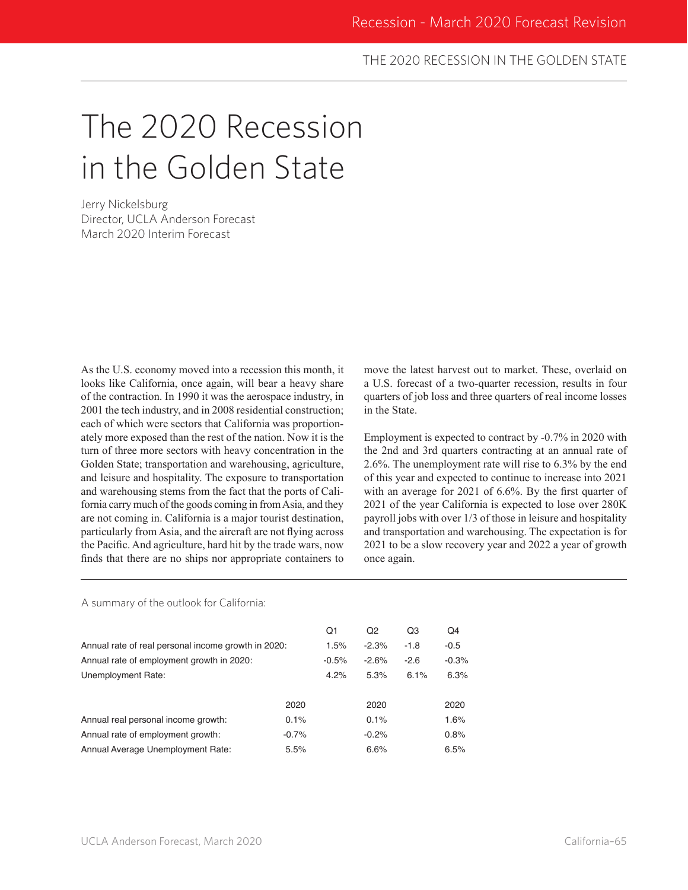# The 2020 Recession in the Golden State

Jerry Nickelsburg
Director, UCLA Anderson Forecast
March 2020 Interim Forecast

As the U.S. economy moved into a recession this month, it looks like California, once again, will bear a heavy share of the contraction. In 1990 it was the aerospace industry, in 2001 the tech industry, and in 2008 residential construction; each of which were sectors that California was proportionately more exposed than the rest of the nation. Now it is the turn of three more sectors with heavy concentration in the Golden State; transportation and warehousing, agriculture, and leisure and hospitality. The exposure to transportation and warehousing stems from the fact that the ports of California carry much of the goods coming in from Asia, and they are not coming in. California is a major tourist destination, particularly from Asia, and the aircraft are not flying across the Pacific. And agriculture, hard hit by the trade wars, now finds that there are no ships nor appropriate containers to move the latest harvest out to market. These, overlaid on a U.S. forecast of a two-quarter recession, results in four quarters of job loss and three quarters of real income losses in the State.

Employment is expected to contract by -0.7% in 2020 with the 2nd and 3rd quarters contracting at an annual rate of 2.6%. The unemployment rate will rise to 6.3% by the end of this year and expected to continue to increase into 2021 with an average for 2021 of 6.6%. By the first quarter of 2021 of the year California is expected to lose over 280K payroll jobs with over 1/3 of those in leisure and hospitality and transportation and warehousing. The expectation is for 2021 to be a slow recovery year and 2022 a year of growth once again.

A summary of the outlook for California:

| | Q1 | Q2 | Q3 | Q4 |
|---|---|---|---|---|
| Annual rate of real personal income growth in 2020: | 1.5% | -2.3% | -1.8 | -0.5 |
| Annual rate of employment growth in 2020: | -0.5% | -2.6% | -2.6 | -0.3% |
| Unemployment Rate: | 4.2% | 5.3% | 6.1% | 6.3% |

| | 2020 | 2020 | 2020 |
|---|---|---|---|
| Annual real personal income growth: | 0.1% | 0.1% | 1.6% |
| Annual rate of employment growth: | -0.7% | -0.2% | 0.8% |
| Annual Average Unemployment Rate: | 5.5% | 6.6% | 6.5% |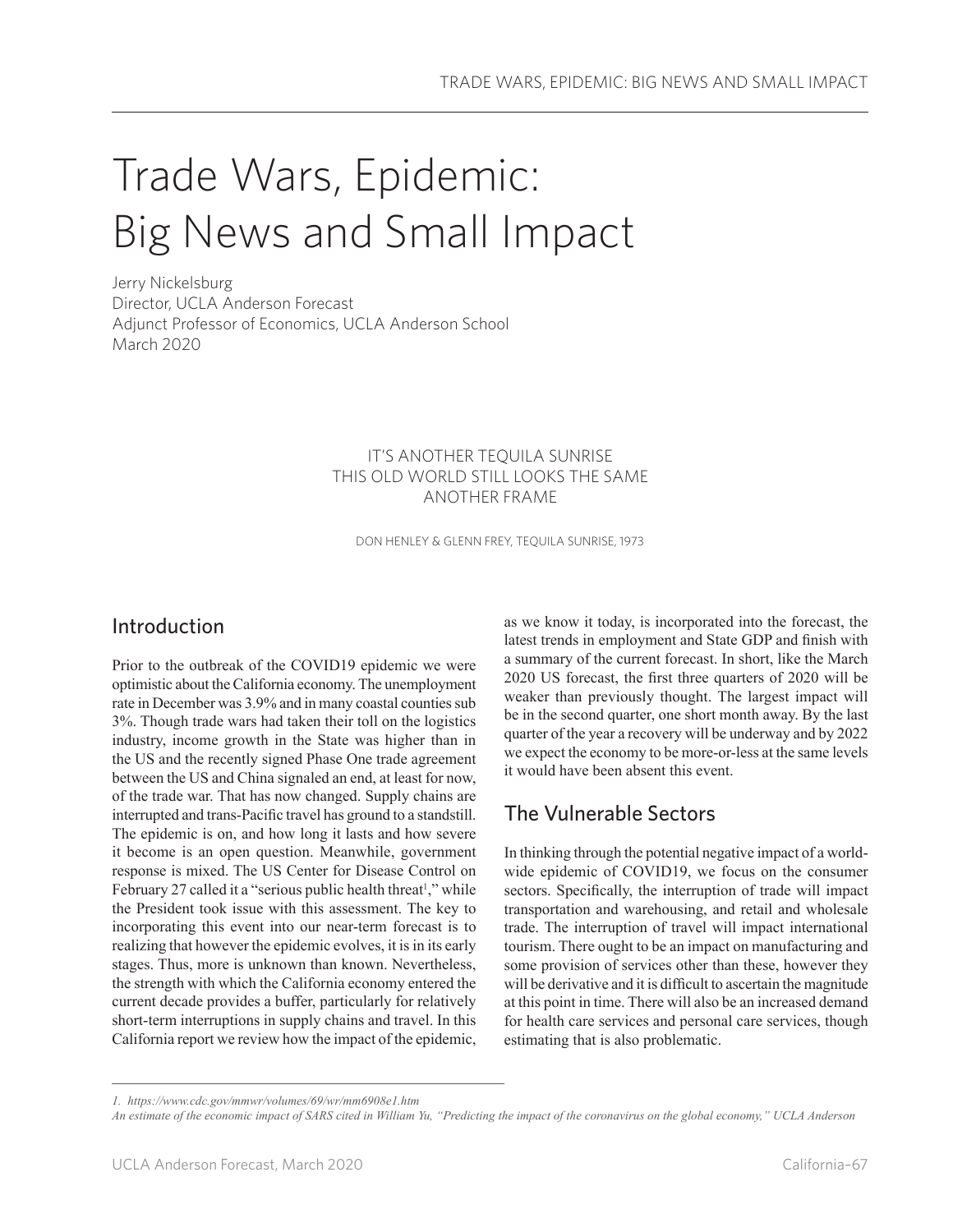# Trade Wars, Epidemic: Big News and Small Impact

Jerry Nickelsburg
Director, UCLA Anderson Forecast
Adjunct Professor of Economics, UCLA Anderson School
March 2020

> IT'S ANOTHER TEQUILA SUNRISE
> THIS OLD WORLD STILL LOOKS THE SAME
> ANOTHER FRAME
>
> DON HENLEY & GLENN FREY, TEQUILA SUNRISE, 1973

## Introduction

Prior to the outbreak of the COVID19 epidemic we were optimistic about the California economy. The unemployment rate in December was 3.9% and in many coastal counties sub 3%. Though trade wars had taken their toll on the logistics industry, income growth in the State was higher than in the US and the recently signed Phase One trade agreement between the US and China signaled an end, at least for now, of the trade war. That has now changed. Supply chains are interrupted and trans-Pacific travel has ground to a standstill. The epidemic is on, and how long it lasts and how severe it become is an open question. Meanwhile, government response is mixed. The US Center for Disease Control on February 27 called it a "serious public health threat[1]," while the President took issue with this assessment. The key to incorporating this event into our near-term forecast is to realizing that however the epidemic evolves, it is in its early stages. Thus, more is unknown than known. Nevertheless, the strength with which the California economy entered the current decade provides a buffer, particularly for relatively short-term interruptions in supply chains and travel. In this California report we review how the impact of the epidemic, as we know it today, is incorporated into the forecast, the latest trends in employment and State GDP and finish with a summary of the current forecast. In short, like the March 2020 US forecast, the first three quarters of 2020 will be weaker than previously thought. The largest impact will be in the second quarter, one short month away. By the last quarter of the year a recovery will be underway and by 2022 we expect the economy to be more-or-less at the same levels it would have been absent this event.

## The Vulnerable Sectors

In thinking through the potential negative impact of a world-wide epidemic of COVID19, we focus on the consumer sectors. Specifically, the interruption of trade will impact transportation and warehousing, and retail and wholesale trade. The interruption of travel will impact international tourism. There ought to be an impact on manufacturing and some provision of services other than these, however they will be derivative and it is difficult to ascertain the magnitude at this point in time. There will also be an increased demand for health care services and personal care services, though estimating that is also problematic.

---

*1. https://www.cdc.gov/mmwr/volumes/69/wr/mm6908e1.htm*
*An estimate of the economic impact of SARS cited in William Yu, "Predicting the impact of the coronavirus on the global economy," UCLA Anderson*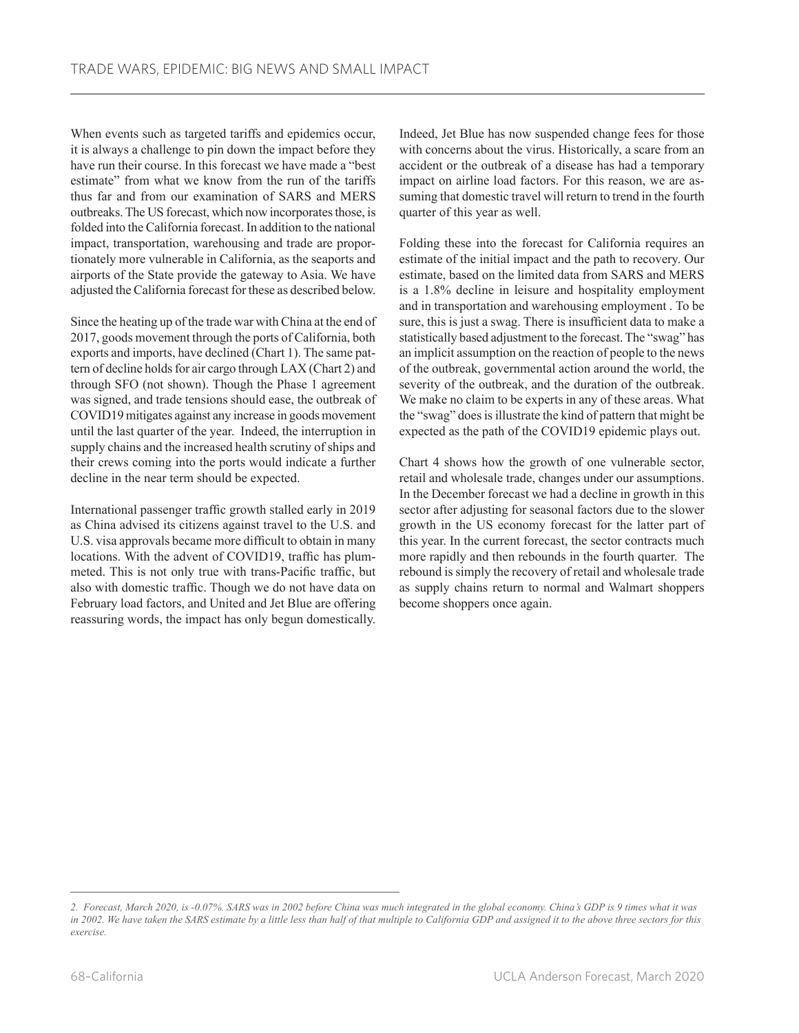When events such as targeted tariffs and epidemics occur, it is always a challenge to pin down the impact before they have run their course. In this forecast we have made a "best estimate" from what we know from the run of the tariffs thus far and from our examination of SARS and MERS outbreaks. The US forecast, which now incorporates those, is folded into the California forecast. In addition to the national impact, transportation, warehousing and trade are proportionately more vulnerable in California, as the seaports and airports of the State provide the gateway to Asia. We have adjusted the California forecast for these as described below.

Since the heating up of the trade war with China at the end of 2017, goods movement through the ports of California, both exports and imports, have declined (Chart 1). The same pattern of decline holds for air cargo through LAX (Chart 2) and through SFO (not shown). Though the Phase 1 agreement was signed, and trade tensions should ease, the outbreak of COVID19 mitigates against any increase in goods movement until the last quarter of the year. Indeed, the interruption in supply chains and the increased health scrutiny of ships and their crews coming into the ports would indicate a further decline in the near term should be expected.

International passenger traffic growth stalled early in 2019 as China advised its citizens against travel to the U.S. and U.S. visa approvals became more difficult to obtain in many locations. With the advent of COVID19, traffic has plummeted. This is not only true with trans-Pacific traffic, but also with domestic traffic. Though we do not have data on February load factors, and United and Jet Blue are offering reassuring words, the impact has only begun domestically. Indeed, Jet Blue has now suspended change fees for those with concerns about the virus. Historically, a scare from an accident or the outbreak of a disease has had a temporary impact on airline load factors. For this reason, we are assuming that domestic travel will return to trend in the fourth quarter of this year as well.

Folding these into the forecast for California requires an estimate of the initial impact and the path to recovery. Our estimate, based on the limited data from SARS and MERS is a 1.8% decline in leisure and hospitality employment and in transportation and warehousing employment . To be sure, this is just a swag. There is insufficient data to make a statistically based adjustment to the forecast. The "swag" has an implicit assumption on the reaction of people to the news of the outbreak, governmental action around the world, the severity of the outbreak, and the duration of the outbreak. We make no claim to be experts in any of these areas. What the "swag" does is illustrate the kind of pattern that might be expected as the path of the COVID19 epidemic plays out.

Chart 4 shows how the growth of one vulnerable sector, retail and wholesale trade, changes under our assumptions. In the December forecast we had a decline in growth in this sector after adjusting for seasonal factors due to the slower growth in the US economy forecast for the latter part of this year. In the current forecast, the sector contracts much more rapidly and then rebounds in the fourth quarter. The rebound is simply the recovery of retail and wholesale trade as supply chains return to normal and Walmart shoppers become shoppers once again.

---

*2. Forecast, March 2020, is -0.07%. SARS was in 2002 before China was much integrated in the global economy. China's GDP is 9 times what it was in 2002. We have taken the SARS estimate by a little less than half of that multiple to California GDP and assigned it to the above three sectors for this exercise.*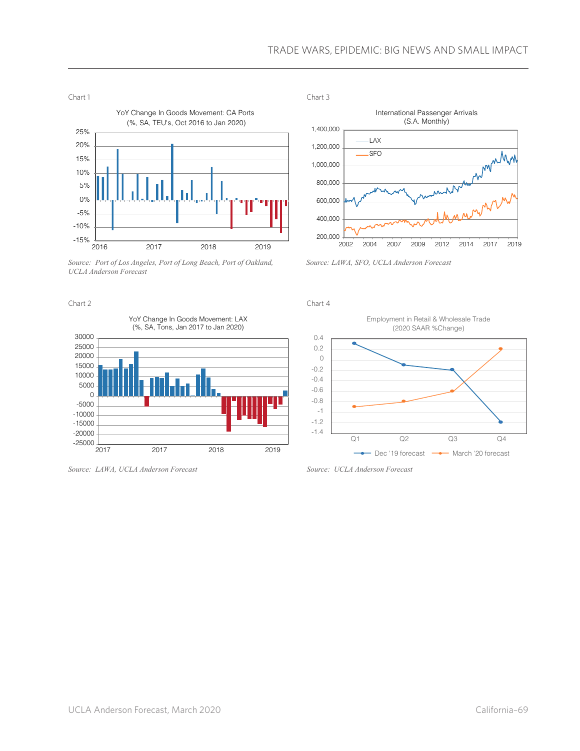Chart 1

YoY Change In Goods Movement: CA Ports (%, SA, TEU's, Oct 2016 to Jan 2020)

*Source: Port of Los Angeles, Port of Long Beach, Port of Oakland, UCLA Anderson Forecast*

Chart 3

International Passenger Arrivals (S.A. Monthly)

*Source: LAWA, SFO, UCLA Anderson Forecast*

Chart 2

YoY Change In Goods Movement: LAX (%, SA, Tons, Jan 2017 to Jan 2020)

*Source: LAWA, UCLA Anderson Forecast*

Chart 4

Employment in Retail & Wholesale Trade (2020 SAAR %Change)

*Source: UCLA Anderson Forecast*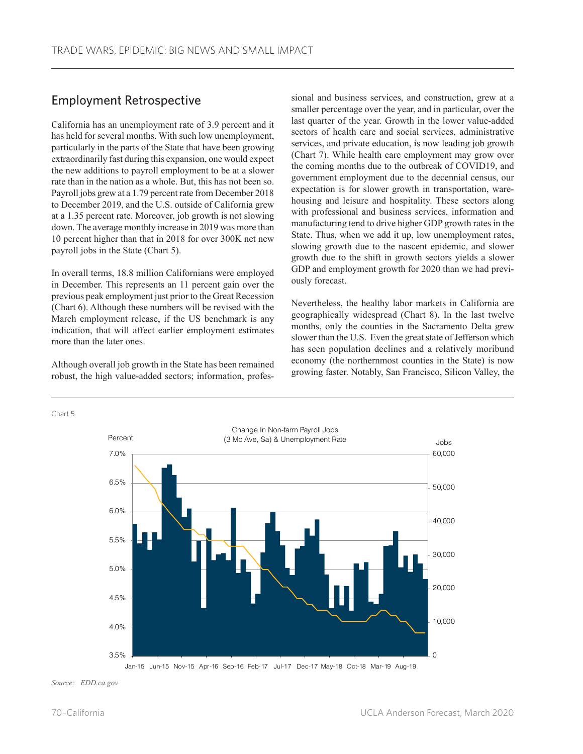## Employment Retrospective

California has an unemployment rate of 3.9 percent and it has held for several months. With such low unemployment, particularly in the parts of the State that have been growing extraordinarily fast during this expansion, one would expect the new additions to payroll employment to be at a slower rate than in the nation as a whole. But, this has not been so. Payroll jobs grew at a 1.79 percent rate from December 2018 to December 2019, and the U.S. outside of California grew at a 1.35 percent rate. Moreover, job growth is not slowing down. The average monthly increase in 2019 was more than 10 percent higher than that in 2018 for over 300K net new payroll jobs in the State (Chart 5).

In overall terms, 18.8 million Californians were employed in December. This represents an 11 percent gain over the previous peak employment just prior to the Great Recession (Chart 6). Although these numbers will be revised with the March employment release, if the US benchmark is any indication, that will affect earlier employment estimates more than the later ones.

Although overall job growth in the State has been remained robust, the high value-added sectors; information, professional and business services, and construction, grew at a smaller percentage over the year, and in particular, over the last quarter of the year. Growth in the lower value-added sectors of health care and social services, administrative services, and private education, is now leading job growth (Chart 7). While health care employment may grow over the coming months due to the outbreak of COVID19, and government employment due to the decennial census, our expectation is for slower growth in transportation, warehousing and leisure and hospitality. These sectors along with professional and business services, information and manufacturing tend to drive higher GDP growth rates in the State. Thus, when we add it up, low unemployment rates, slowing growth due to the nascent epidemic, and slower growth due to the shift in growth sectors yields a slower GDP and employment growth for 2020 than we had previously forecast.

Nevertheless, the healthy labor markets in California are geographically widespread (Chart 8). In the last twelve months, only the counties in the Sacramento Delta grew slower than the U.S. Even the great state of Jefferson which has seen population declines and a relatively moribund economy (the northernmost counties in the State) is now growing faster. Notably, San Francisco, Silicon Valley, the

Chart 5

*Source: EDD.ca.gov*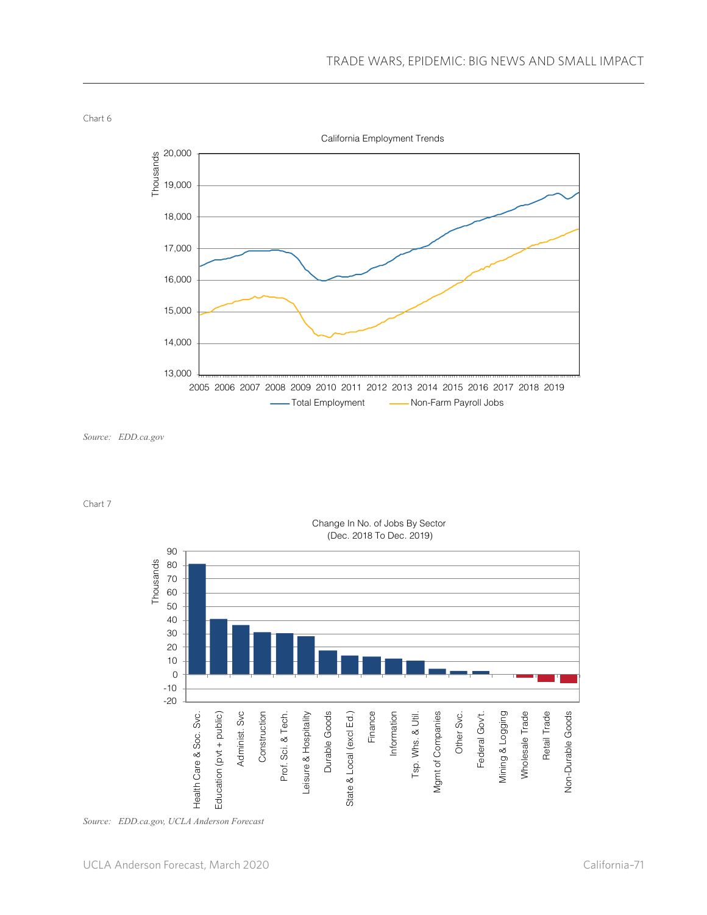Chart 6

California Employment Trends

Source: *EDD.ca.gov*

Chart 7

Change In No. of Jobs By Sector (Dec. 2018 To Dec. 2019)

Source: *EDD.ca.gov, UCLA Anderson Forecast*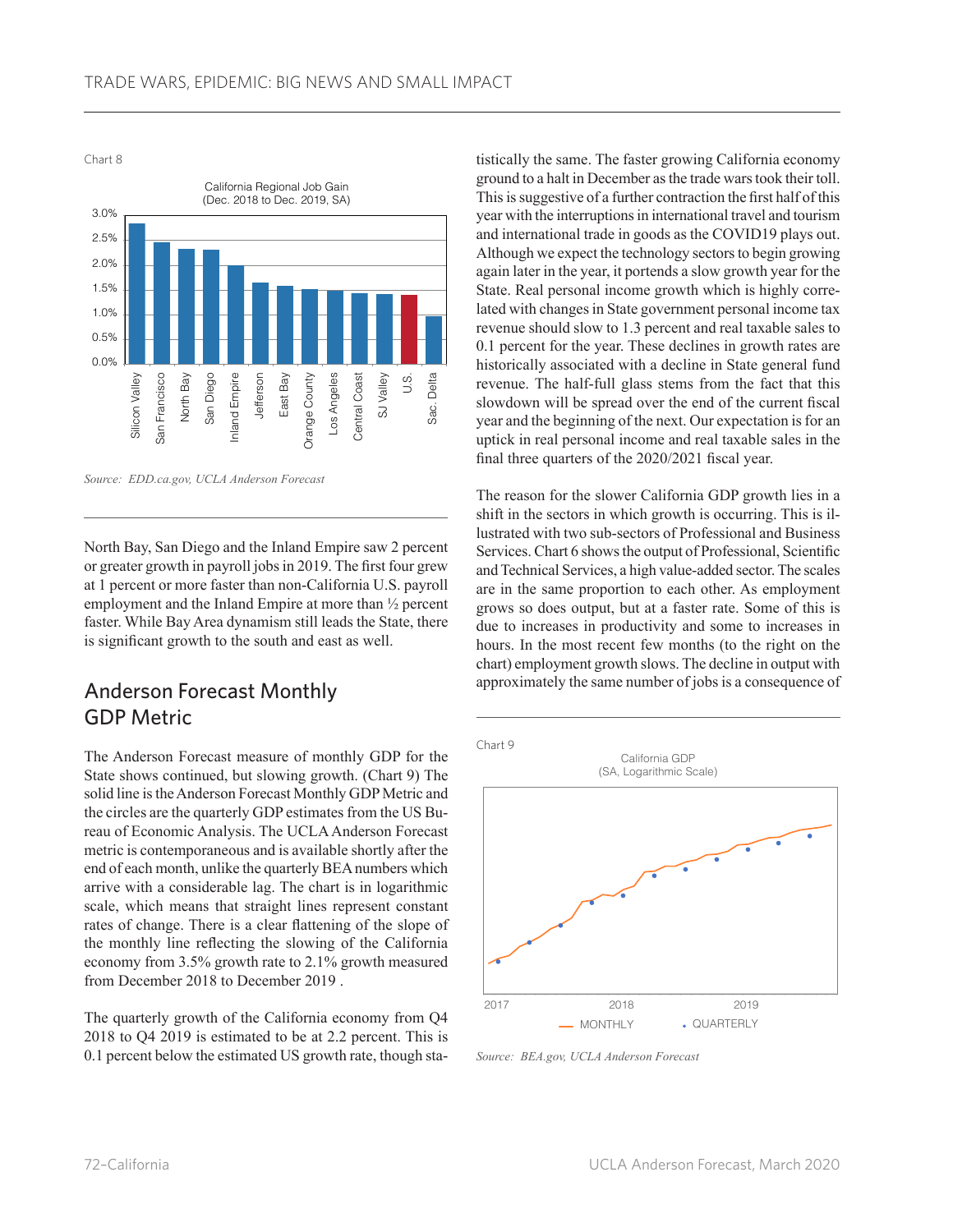Chart 8

California Regional Job Gain (Dec. 2018 to Dec. 2019, SA)

Source: *EDD.ca.gov, UCLA Anderson Forecast*

North Bay, San Diego and the Inland Empire saw 2 percent or greater growth in payroll jobs in 2019. The first four grew at 1 percent or more faster than non-California U.S. payroll employment and the Inland Empire at more than ½ percent faster. While Bay Area dynamism still leads the State, there is significant growth to the south and east as well.

## Anderson Forecast Monthly GDP Metric

The Anderson Forecast measure of monthly GDP for the State shows continued, but slowing growth. (Chart 9) The solid line is the Anderson Forecast Monthly GDP Metric and the circles are the quarterly GDP estimates from the US Bureau of Economic Analysis. The UCLA Anderson Forecast metric is contemporaneous and is available shortly after the end of each month, unlike the quarterly BEA numbers which arrive with a considerable lag. The chart is in logarithmic scale, which means that straight lines represent constant rates of change. There is a clear flattening of the slope of the monthly line reflecting the slowing of the California economy from 3.5% growth rate to 2.1% growth measured from December 2018 to December 2019 .

The quarterly growth of the California economy from Q4 2018 to Q4 2019 is estimated to be at 2.2 percent. This is 0.1 percent below the estimated US growth rate, though statistically the same. The faster growing California economy ground to a halt in December as the trade wars took their toll. This is suggestive of a further contraction the first half of this year with the interruptions in international travel and tourism and international trade in goods as the COVID19 plays out. Although we expect the technology sectors to begin growing again later in the year, it portends a slow growth year for the State. Real personal income growth which is highly correlated with changes in State government personal income tax revenue should slow to 1.3 percent and real taxable sales to 0.1 percent for the year. These declines in growth rates are historically associated with a decline in State general fund revenue. The half-full glass stems from the fact that this slowdown will be spread over the end of the current fiscal year and the beginning of the next. Our expectation is for an uptick in real personal income and real taxable sales in the final three quarters of the 2020/2021 fiscal year.

The reason for the slower California GDP growth lies in a shift in the sectors in which growth is occurring. This is illustrated with two sub-sectors of Professional and Business Services. Chart 6 shows the output of Professional, Scientific and Technical Services, a high value-added sector. The scales are in the same proportion to each other. As employment grows so does output, but at a faster rate. Some of this is due to increases in productivity and some to increases in hours. In the most recent few months (to the right on the chart) employment growth slows. The decline in output with approximately the same number of jobs is a consequence of

Chart 9

California GDP (SA, Logarithmic Scale)

Source: *BEA.gov, UCLA Anderson Forecast*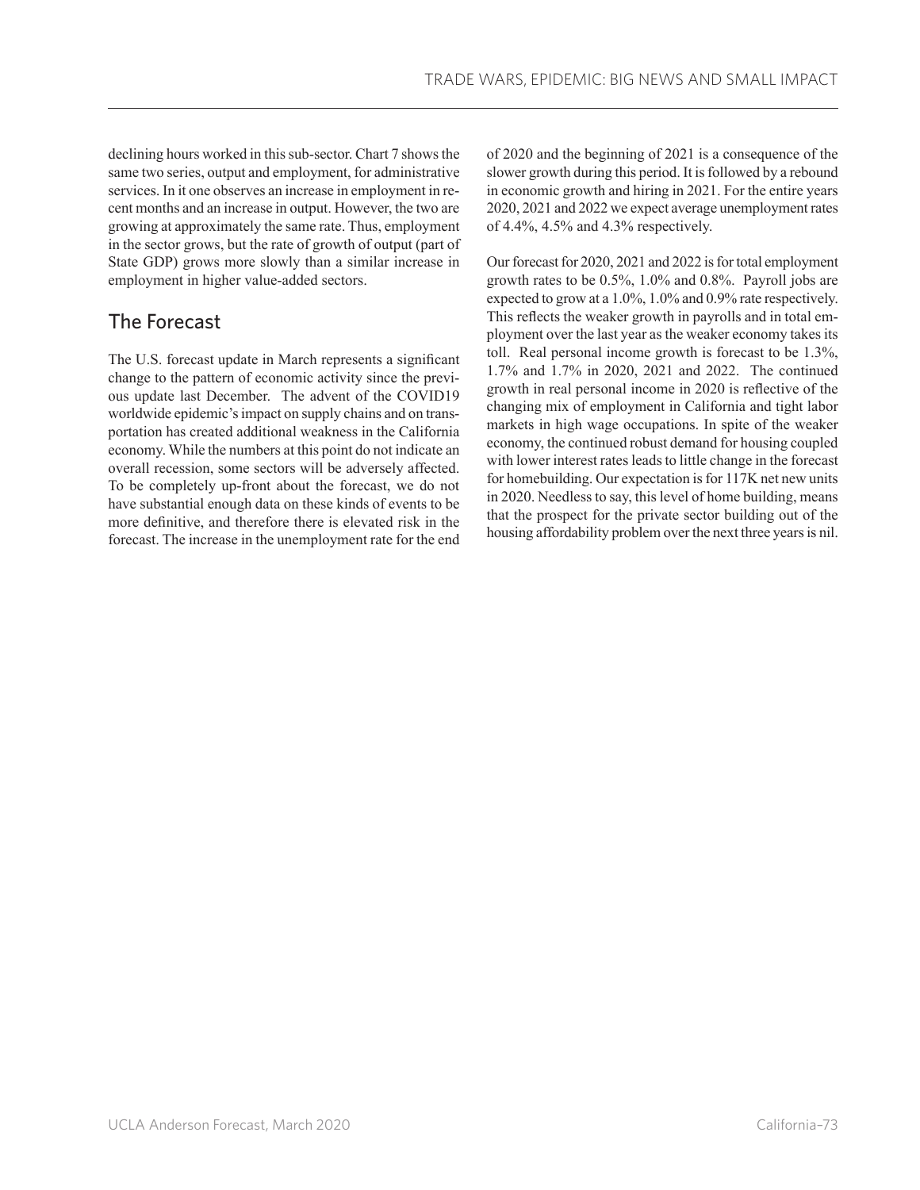declining hours worked in this sub-sector. Chart 7 shows the same two series, output and employment, for administrative services. In it one observes an increase in employment in recent months and an increase in output. However, the two are growing at approximately the same rate. Thus, employment in the sector grows, but the rate of growth of output (part of State GDP) grows more slowly than a similar increase in employment in higher value-added sectors.

## The Forecast

The U.S. forecast update in March represents a significant change to the pattern of economic activity since the previous update last December. The advent of the COVID19 worldwide epidemic's impact on supply chains and on transportation has created additional weakness in the California economy. While the numbers at this point do not indicate an overall recession, some sectors will be adversely affected. To be completely up-front about the forecast, we do not have substantial enough data on these kinds of events to be more definitive, and therefore there is elevated risk in the forecast. The increase in the unemployment rate for the end of 2020 and the beginning of 2021 is a consequence of the slower growth during this period. It is followed by a rebound in economic growth and hiring in 2021. For the entire years 2020, 2021 and 2022 we expect average unemployment rates of 4.4%, 4.5% and 4.3% respectively.

Our forecast for 2020, 2021 and 2022 is for total employment growth rates to be 0.5%, 1.0% and 0.8%. Payroll jobs are expected to grow at a 1.0%, 1.0% and 0.9% rate respectively. This reflects the weaker growth in payrolls and in total employment over the last year as the weaker economy takes its toll. Real personal income growth is forecast to be 1.3%, 1.7% and 1.7% in 2020, 2021 and 2022. The continued growth in real personal income in 2020 is reflective of the changing mix of employment in California and tight labor markets in high wage occupations. In spite of the weaker economy, the continued robust demand for housing coupled with lower interest rates leads to little change in the forecast for homebuilding. Our expectation is for 117K net new units in 2020. Needless to say, this level of home building, means that the prospect for the private sector building out of the housing affordability problem over the next three years is nil.